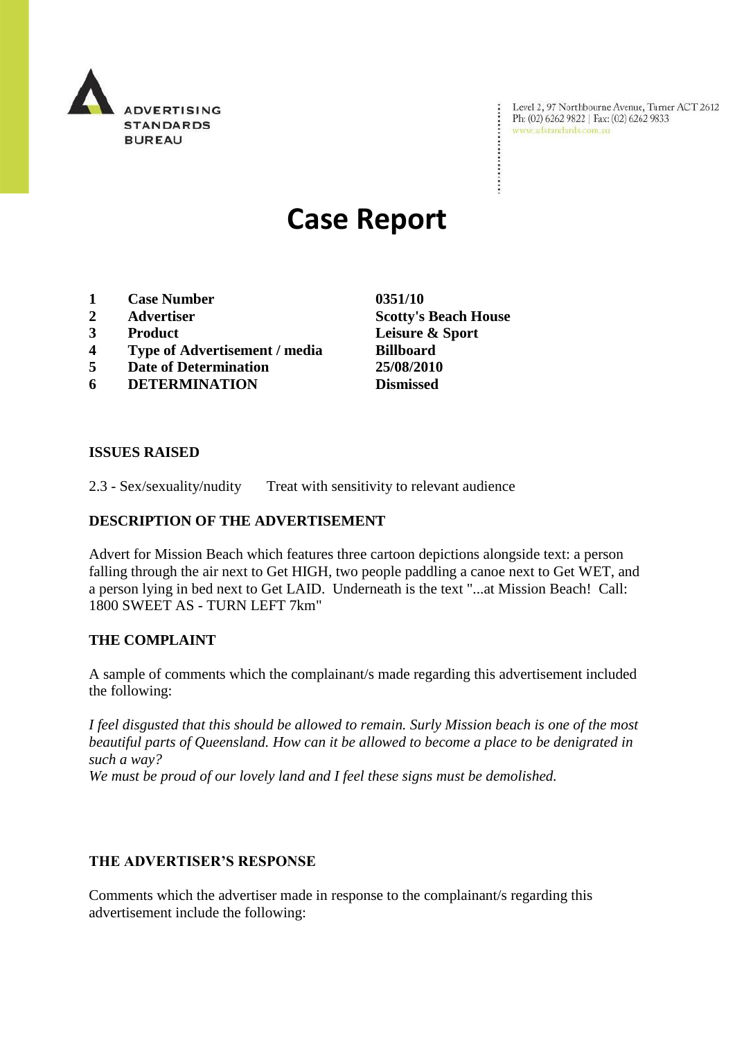ADVERTISING STANDARDS BUREAU

Level 2, 97 Northbourne Avenue, Turner ACT 2612
Ph: (02) 6262 9822 | Fax: (02) 6262 9833
www.adstandards.com.au

# Case Report

| | | |
|---|---|---|
| **1** | **Case Number** | **0351/10** |
| **2** | **Advertiser** | **Scotty's Beach House** |
| **3** | **Product** | **Leisure & Sport** |
| **4** | **Type of Advertisement / media** | **Billboard** |
| **5** | **Date of Determination** | **25/08/2010** |
| **6** | **DETERMINATION** | **Dismissed** |

**ISSUES RAISED**

2.3 - Sex/sexuality/nudity Treat with sensitivity to relevant audience

**DESCRIPTION OF THE ADVERTISEMENT**

Advert for Mission Beach which features three cartoon depictions alongside text: a person falling through the air next to Get HIGH, two people paddling a canoe next to Get WET, and a person lying in bed next to Get LAID. Underneath is the text "...at Mission Beach! Call: 1800 SWEET AS - TURN LEFT 7km"

**THE COMPLAINT**

A sample of comments which the complainant/s made regarding this advertisement included the following:

*I feel disgusted that this should be allowed to remain. Surly Mission beach is one of the most beautiful parts of Queensland. How can it be allowed to become a place to be denigrated in such a way?*
*We must be proud of our lovely land and I feel these signs must be demolished.*

**THE ADVERTISER'S RESPONSE**

Comments which the advertiser made in response to the complainant/s regarding this advertisement include the following: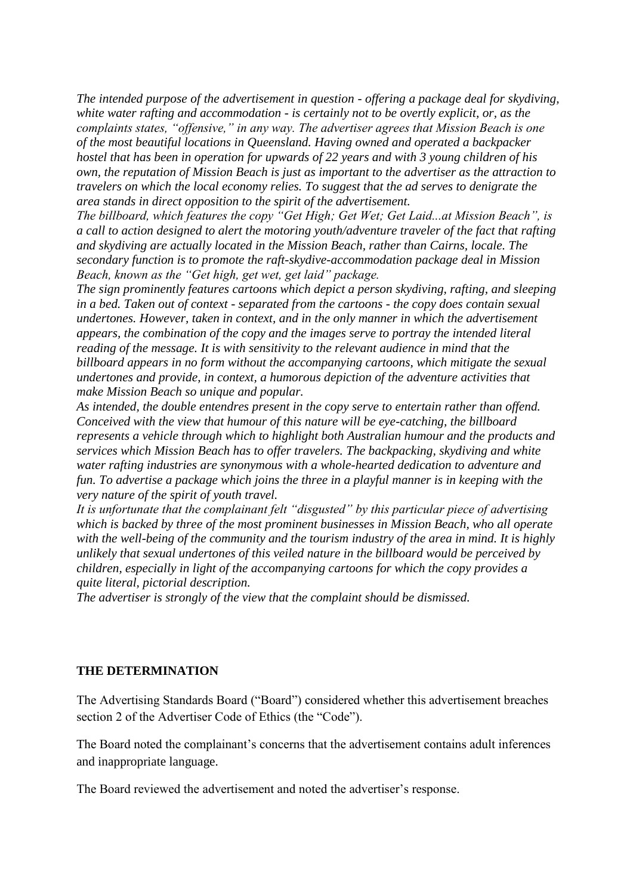*The intended purpose of the advertisement in question - offering a package deal for skydiving, white water rafting and accommodation - is certainly not to be overtly explicit, or, as the complaints states, "offensive," in any way. The advertiser agrees that Mission Beach is one of the most beautiful locations in Queensland. Having owned and operated a backpacker hostel that has been in operation for upwards of 22 years and with 3 young children of his own, the reputation of Mission Beach is just as important to the advertiser as the attraction to travelers on which the local economy relies. To suggest that the ad serves to denigrate the area stands in direct opposition to the spirit of the advertisement.*
*The billboard, which features the copy "Get High; Get Wet; Get Laid...at Mission Beach", is a call to action designed to alert the motoring youth/adventure traveler of the fact that rafting and skydiving are actually located in the Mission Beach, rather than Cairns, locale. The secondary function is to promote the raft-skydive-accommodation package deal in Mission Beach, known as the "Get high, get wet, get laid" package.*
*The sign prominently features cartoons which depict a person skydiving, rafting, and sleeping in a bed. Taken out of context - separated from the cartoons - the copy does contain sexual undertones. However, taken in context, and in the only manner in which the advertisement appears, the combination of the copy and the images serve to portray the intended literal reading of the message. It is with sensitivity to the relevant audience in mind that the billboard appears in no form without the accompanying cartoons, which mitigate the sexual undertones and provide, in context, a humorous depiction of the adventure activities that make Mission Beach so unique and popular.*
*As intended, the double entendres present in the copy serve to entertain rather than offend. Conceived with the view that humour of this nature will be eye-catching, the billboard represents a vehicle through which to highlight both Australian humour and the products and services which Mission Beach has to offer travelers. The backpacking, skydiving and white water rafting industries are synonymous with a whole-hearted dedication to adventure and fun. To advertise a package which joins the three in a playful manner is in keeping with the very nature of the spirit of youth travel.*
*It is unfortunate that the complainant felt "disgusted" by this particular piece of advertising which is backed by three of the most prominent businesses in Mission Beach, who all operate with the well-being of the community and the tourism industry of the area in mind. It is highly unlikely that sexual undertones of this veiled nature in the billboard would be perceived by children, especially in light of the accompanying cartoons for which the copy provides a quite literal, pictorial description.*
*The advertiser is strongly of the view that the complaint should be dismissed.*

**THE DETERMINATION**

The Advertising Standards Board ("Board") considered whether this advertisement breaches section 2 of the Advertiser Code of Ethics (the "Code").

The Board noted the complainant's concerns that the advertisement contains adult inferences and inappropriate language.

The Board reviewed the advertisement and noted the advertiser's response.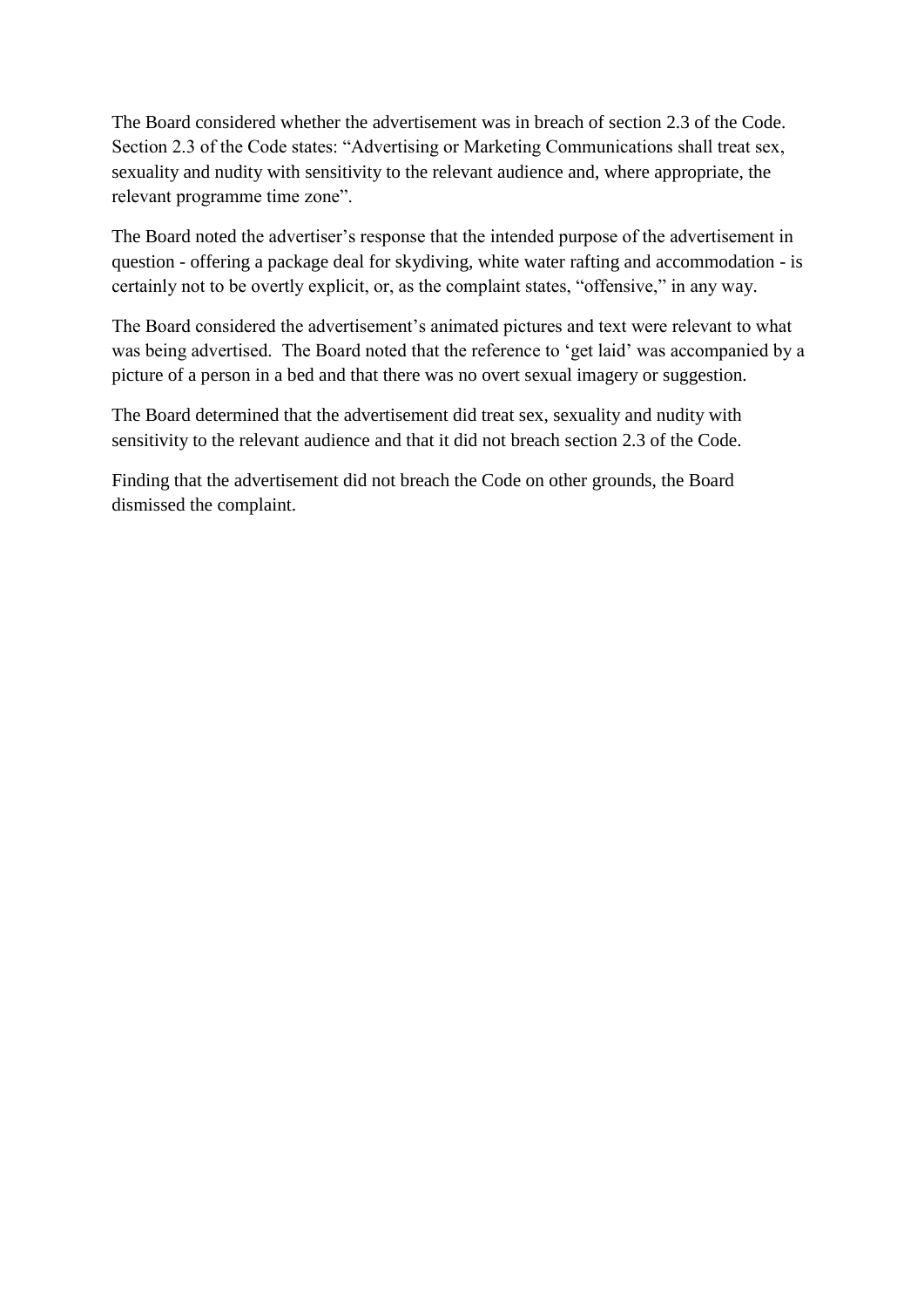The Board considered whether the advertisement was in breach of section 2.3 of the Code. Section 2.3 of the Code states: "Advertising or Marketing Communications shall treat sex, sexuality and nudity with sensitivity to the relevant audience and, where appropriate, the relevant programme time zone".

The Board noted the advertiser's response that the intended purpose of the advertisement in question - offering a package deal for skydiving, white water rafting and accommodation - is certainly not to be overtly explicit, or, as the complaint states, "offensive," in any way.

The Board considered the advertisement's animated pictures and text were relevant to what was being advertised. The Board noted that the reference to 'get laid' was accompanied by a picture of a person in a bed and that there was no overt sexual imagery or suggestion.

The Board determined that the advertisement did treat sex, sexuality and nudity with sensitivity to the relevant audience and that it did not breach section 2.3 of the Code.

Finding that the advertisement did not breach the Code on other grounds, the Board dismissed the complaint.